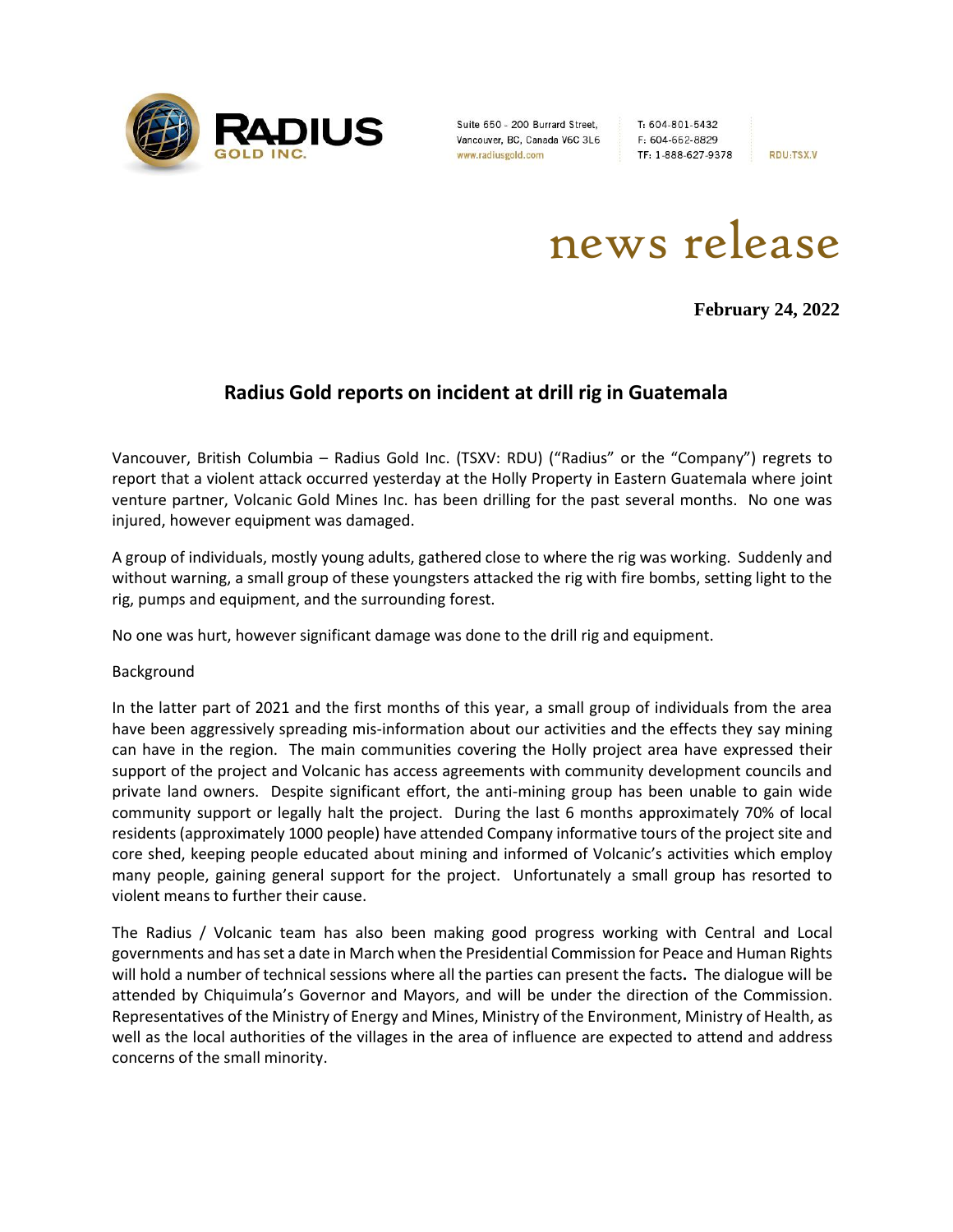**RADIUS GOLD INC.**

Suite 650 - 200 Burrard Street,
Vancouver, BC, Canada V6C 3L6
www.radiusgold.com

T: 604-801-5432
F: 604-662-8829
TF: 1-888-627-9378

RDU:TSX.V

# news release

**February 24, 2022**

## Radius Gold reports on incident at drill rig in Guatemala

Vancouver, British Columbia – Radius Gold Inc. (TSXV: RDU) ("Radius" or the "Company") regrets to report that a violent attack occurred yesterday at the Holly Property in Eastern Guatemala where joint venture partner, Volcanic Gold Mines Inc. has been drilling for the past several months. No one was injured, however equipment was damaged.

A group of individuals, mostly young adults, gathered close to where the rig was working. Suddenly and without warning, a small group of these youngsters attacked the rig with fire bombs, setting light to the rig, pumps and equipment, and the surrounding forest.

No one was hurt, however significant damage was done to the drill rig and equipment.

Background

In the latter part of 2021 and the first months of this year, a small group of individuals from the area have been aggressively spreading mis-information about our activities and the effects they say mining can have in the region. The main communities covering the Holly project area have expressed their support of the project and Volcanic has access agreements with community development councils and private land owners. Despite significant effort, the anti-mining group has been unable to gain wide community support or legally halt the project. During the last 6 months approximately 70% of local residents (approximately 1000 people) have attended Company informative tours of the project site and core shed, keeping people educated about mining and informed of Volcanic's activities which employ many people, gaining general support for the project. Unfortunately a small group has resorted to violent means to further their cause.

The Radius / Volcanic team has also been making good progress working with Central and Local governments and has set a date in March when the Presidential Commission for Peace and Human Rights will hold a number of technical sessions where all the parties can present the facts**.** The dialogue will be attended by Chiquimula's Governor and Mayors, and will be under the direction of the Commission. Representatives of the Ministry of Energy and Mines, Ministry of the Environment, Ministry of Health, as well as the local authorities of the villages in the area of influence are expected to attend and address concerns of the small minority.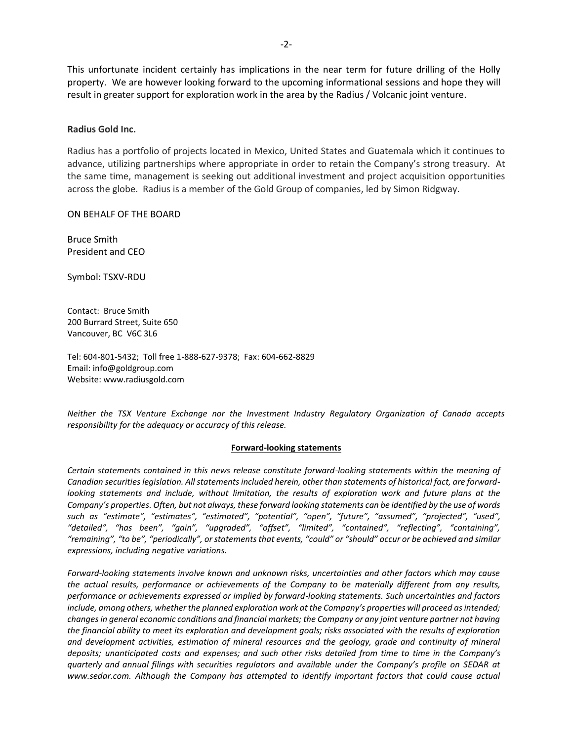This unfortunate incident certainly has implications in the near term for future drilling of the Holly property. We are however looking forward to the upcoming informational sessions and hope they will result in greater support for exploration work in the area by the Radius / Volcanic joint venture.

**Radius Gold Inc.**

Radius has a portfolio of projects located in Mexico, United States and Guatemala which it continues to advance, utilizing partnerships where appropriate in order to retain the Company's strong treasury. At the same time, management is seeking out additional investment and project acquisition opportunities across the globe. Radius is a member of the Gold Group of companies, led by Simon Ridgway.

ON BEHALF OF THE BOARD

Bruce Smith
President and CEO

Symbol: TSXV-RDU

Contact: Bruce Smith
200 Burrard Street, Suite 650
Vancouver, BC V6C 3L6

Tel: 604-801-5432; Toll free 1-888-627-9378; Fax: 604-662-8829
Email: info@goldgroup.com
Website: www.radiusgold.com

*Neither the TSX Venture Exchange nor the Investment Industry Regulatory Organization of Canada accepts responsibility for the adequacy or accuracy of this release.*

**Forward-looking statements**

*Certain statements contained in this news release constitute forward-looking statements within the meaning of Canadian securities legislation. All statements included herein, other than statements of historical fact, are forward-looking statements and include, without limitation, the results of exploration work and future plans at the Company's properties. Often, but not always, these forward looking statements can be identified by the use of words such as "estimate", "estimates", "estimated", "potential", "open", "future", "assumed", "projected", "used", "detailed", "has been", "gain", "upgraded", "offset", "limited", "contained", "reflecting", "containing", "remaining", "to be", "periodically", or statements that events, "could" or "should" occur or be achieved and similar expressions, including negative variations.*

*Forward-looking statements involve known and unknown risks, uncertainties and other factors which may cause the actual results, performance or achievements of the Company to be materially different from any results, performance or achievements expressed or implied by forward-looking statements. Such uncertainties and factors include, among others, whether the planned exploration work at the Company's properties will proceed as intended; changes in general economic conditions and financial markets; the Company or any joint venture partner not having the financial ability to meet its exploration and development goals; risks associated with the results of exploration and development activities, estimation of mineral resources and the geology, grade and continuity of mineral deposits; unanticipated costs and expenses; and such other risks detailed from time to time in the Company's quarterly and annual filings with securities regulators and available under the Company's profile on SEDAR at www.sedar.com. Although the Company has attempted to identify important factors that could cause actual*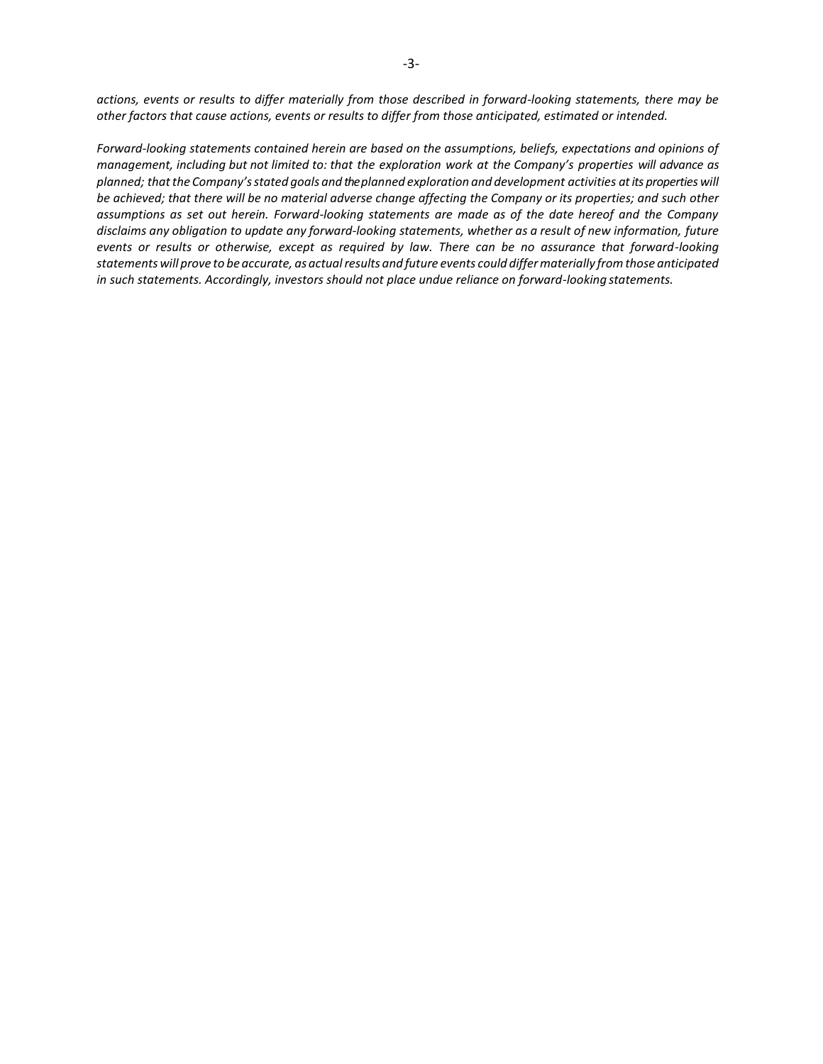*actions, events or results to differ materially from those described in forward-looking statements, there may be other factors that cause actions, events or results to differ from those anticipated, estimated or intended.*

*Forward-looking statements contained herein are based on the assumptions, beliefs, expectations and opinions of management, including but not limited to: that the exploration work at the Company's properties will advance as planned; that the Company's stated goals and the planned exploration and development activities at its properties will be achieved; that there will be no material adverse change affecting the Company or its properties; and such other assumptions as set out herein. Forward-looking statements are made as of the date hereof and the Company disclaims any obligation to update any forward-looking statements, whether as a result of new information, future events or results or otherwise, except as required by law. There can be no assurance that forward-looking statements will prove to be accurate, as actual results and future events could differ materially from those anticipated in such statements. Accordingly, investors should not place undue reliance on forward-looking statements.*